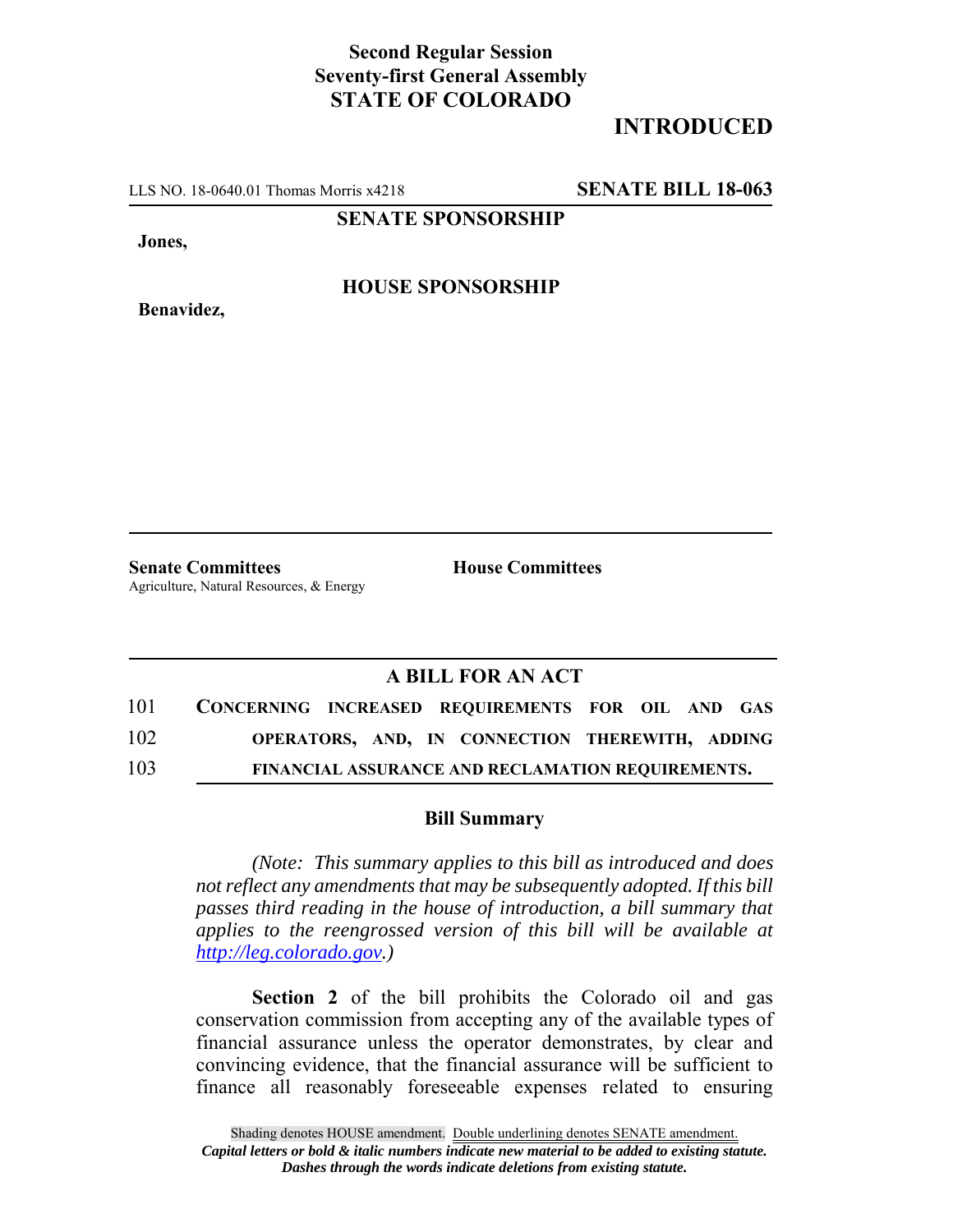**Second Regular Session**
**Seventy-first General Assembly**
**STATE OF COLORADO**

**INTRODUCED**

LLS NO. 18-0640.01 Thomas Morris x4218 **SENATE BILL 18-063**

**SENATE SPONSORSHIP**

**Jones,**

**HOUSE SPONSORSHIP**

**Benavidez,**

**Senate Committees**
Agriculture, Natural Resources, & Energy

**House Committees**

## A BILL FOR AN ACT

101 **CONCERNING INCREASED REQUIREMENTS FOR OIL AND GAS**
102 **OPERATORS, AND, IN CONNECTION THEREWITH, ADDING**
103 **FINANCIAL ASSURANCE AND RECLAMATION REQUIREMENTS.**

### Bill Summary

*(Note: This summary applies to this bill as introduced and does not reflect any amendments that may be subsequently adopted. If this bill passes third reading in the house of introduction, a bill summary that applies to the reengrossed version of this bill will be available at http://leg.colorado.gov.)*

**Section 2** of the bill prohibits the Colorado oil and gas conservation commission from accepting any of the available types of financial assurance unless the operator demonstrates, by clear and convincing evidence, that the financial assurance will be sufficient to finance all reasonably foreseeable expenses related to ensuring

Shading denotes HOUSE amendment. Double underlining denotes SENATE amendment.
*Capital letters or bold & italic numbers indicate new material to be added to existing statute.*
*Dashes through the words indicate deletions from existing statute.*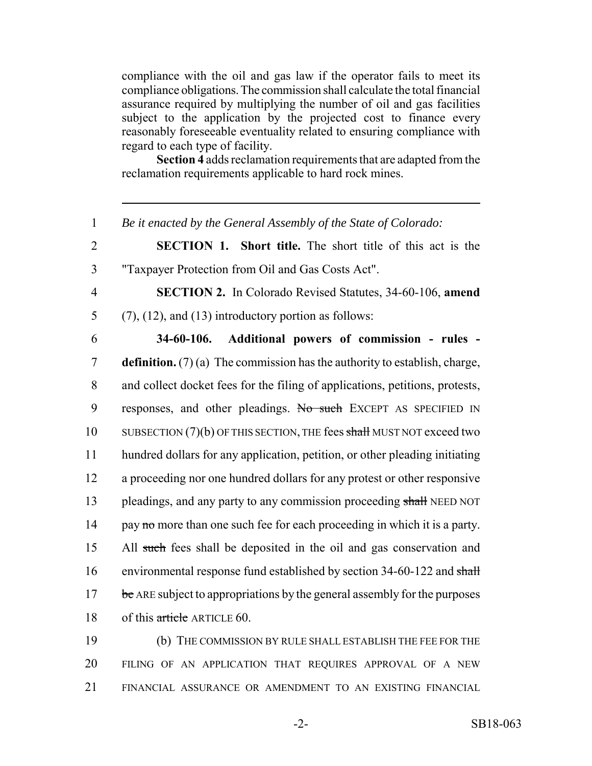compliance with the oil and gas law if the operator fails to meet its compliance obligations. The commission shall calculate the total financial assurance required by multiplying the number of oil and gas facilities subject to the application by the projected cost to finance every reasonably foreseeable eventuality related to ensuring compliance with regard to each type of facility.

**Section 4** adds reclamation requirements that are adapted from the reclamation requirements applicable to hard rock mines.

---

1 *Be it enacted by the General Assembly of the State of Colorado:*

2 **SECTION 1. Short title.** The short title of this act is the
3 "Taxpayer Protection from Oil and Gas Costs Act".

4 **SECTION 2.** In Colorado Revised Statutes, 34-60-106, **amend**
5 (7), (12), and (13) introductory portion as follows:

6 **34-60-106. Additional powers of commission - rules -**
7 **definition.** (7) (a) The commission has the authority to establish, charge,
8 and collect docket fees for the filing of applications, petitions, protests,
9 responses, and other pleadings. ~~No such~~ EXCEPT AS SPECIFIED IN
10 SUBSECTION (7)(b) OF THIS SECTION, THE fees ~~shall~~ MUST NOT exceed two
11 hundred dollars for any application, petition, or other pleading initiating
12 a proceeding nor one hundred dollars for any protest or other responsive
13 pleadings, and any party to any commission proceeding ~~shall~~ NEED NOT
14 pay ~~no~~ more than one such fee for each proceeding in which it is a party.
15 All ~~such~~ fees shall be deposited in the oil and gas conservation and
16 environmental response fund established by section 34-60-122 and ~~shall~~
17 ~~be~~ ARE subject to appropriations by the general assembly for the purposes
18 of this ~~article~~ ARTICLE 60.

19 (b) THE COMMISSION BY RULE SHALL ESTABLISH THE FEE FOR THE
20 FILING OF AN APPLICATION THAT REQUIRES APPROVAL OF A NEW
21 FINANCIAL ASSURANCE OR AMENDMENT TO AN EXISTING FINANCIAL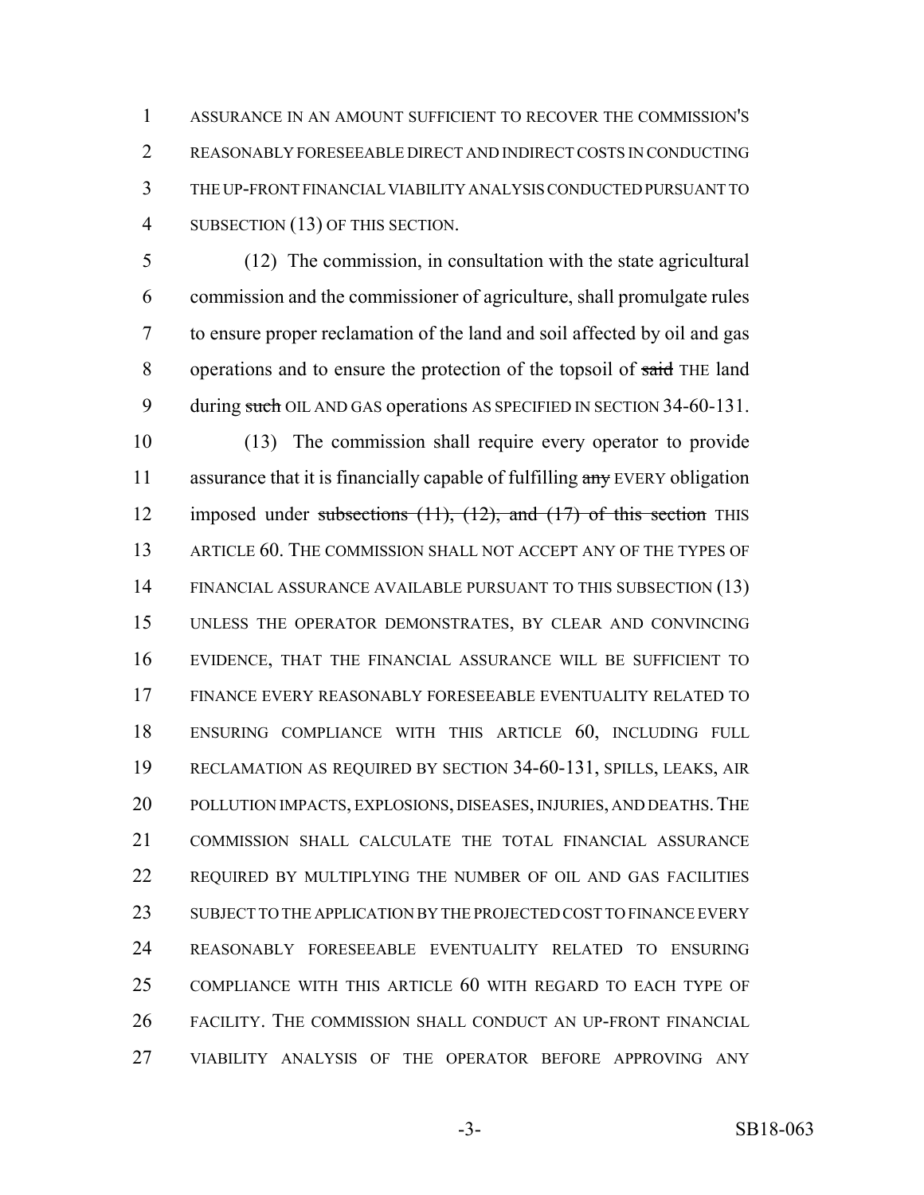ASSURANCE IN AN AMOUNT SUFFICIENT TO RECOVER THE COMMISSION'S REASONABLY FORESEEABLE DIRECT AND INDIRECT COSTS IN CONDUCTING THE UP-FRONT FINANCIAL VIABILITY ANALYSIS CONDUCTED PURSUANT TO SUBSECTION (13) OF THIS SECTION.

(12) The commission, in consultation with the state agricultural commission and the commissioner of agriculture, shall promulgate rules to ensure proper reclamation of the land and soil affected by oil and gas operations and to ensure the protection of the topsoil of ~~said~~ THE land during ~~such~~ OIL AND GAS operations AS SPECIFIED IN SECTION 34-60-131.

(13) The commission shall require every operator to provide assurance that it is financially capable of fulfilling ~~any~~ EVERY obligation imposed under ~~subsections (11), (12), and (17) of this section~~ THIS ARTICLE 60. THE COMMISSION SHALL NOT ACCEPT ANY OF THE TYPES OF FINANCIAL ASSURANCE AVAILABLE PURSUANT TO THIS SUBSECTION (13) UNLESS THE OPERATOR DEMONSTRATES, BY CLEAR AND CONVINCING EVIDENCE, THAT THE FINANCIAL ASSURANCE WILL BE SUFFICIENT TO FINANCE EVERY REASONABLY FORESEEABLE EVENTUALITY RELATED TO ENSURING COMPLIANCE WITH THIS ARTICLE 60, INCLUDING FULL RECLAMATION AS REQUIRED BY SECTION 34-60-131, SPILLS, LEAKS, AIR POLLUTION IMPACTS, EXPLOSIONS, DISEASES, INJURIES, AND DEATHS. THE COMMISSION SHALL CALCULATE THE TOTAL FINANCIAL ASSURANCE REQUIRED BY MULTIPLYING THE NUMBER OF OIL AND GAS FACILITIES SUBJECT TO THE APPLICATION BY THE PROJECTED COST TO FINANCE EVERY REASONABLY FORESEEABLE EVENTUALITY RELATED TO ENSURING COMPLIANCE WITH THIS ARTICLE 60 WITH REGARD TO EACH TYPE OF FACILITY. THE COMMISSION SHALL CONDUCT AN UP-FRONT FINANCIAL VIABILITY ANALYSIS OF THE OPERATOR BEFORE APPROVING ANY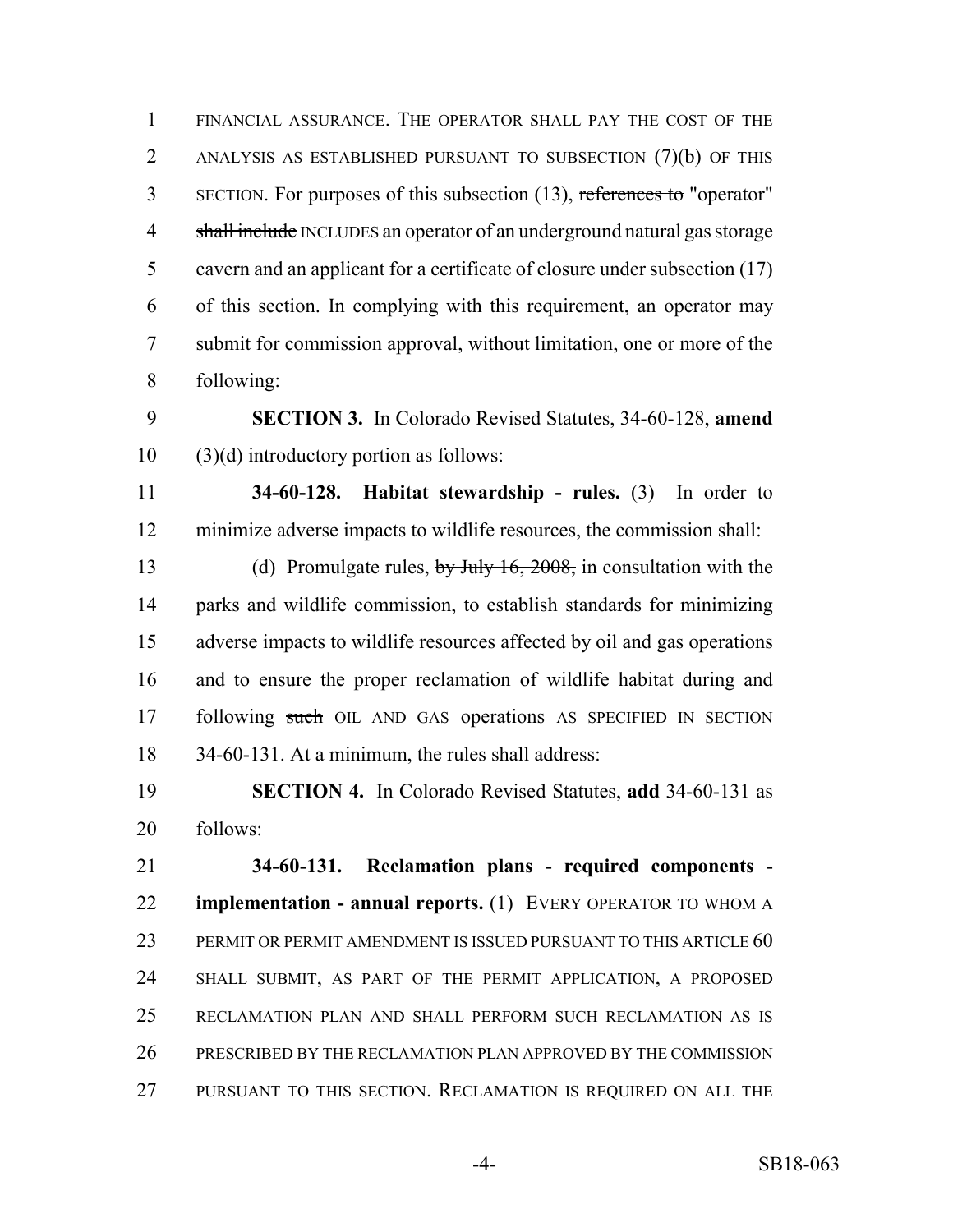FINANCIAL ASSURANCE. THE OPERATOR SHALL PAY THE COST OF THE ANALYSIS AS ESTABLISHED PURSUANT TO SUBSECTION (7)(b) OF THIS SECTION. For purposes of this subsection (13), ~~references to~~ "operator" ~~shall include~~ INCLUDES an operator of an underground natural gas storage cavern and an applicant for a certificate of closure under subsection (17) of this section. In complying with this requirement, an operator may submit for commission approval, without limitation, one or more of the following:

**SECTION 3.** In Colorado Revised Statutes, 34-60-128, **amend** (3)(d) introductory portion as follows:

**34-60-128. Habitat stewardship - rules.** (3) In order to minimize adverse impacts to wildlife resources, the commission shall:

(d) Promulgate rules, ~~by July 16, 2008,~~ in consultation with the parks and wildlife commission, to establish standards for minimizing adverse impacts to wildlife resources affected by oil and gas operations and to ensure the proper reclamation of wildlife habitat during and following ~~such~~ OIL AND GAS operations AS SPECIFIED IN SECTION 34-60-131. At a minimum, the rules shall address:

**SECTION 4.** In Colorado Revised Statutes, **add** 34-60-131 as follows:

**34-60-131. Reclamation plans - required components - implementation - annual reports.** (1) EVERY OPERATOR TO WHOM A PERMIT OR PERMIT AMENDMENT IS ISSUED PURSUANT TO THIS ARTICLE 60 SHALL SUBMIT, AS PART OF THE PERMIT APPLICATION, A PROPOSED RECLAMATION PLAN AND SHALL PERFORM SUCH RECLAMATION AS IS PRESCRIBED BY THE RECLAMATION PLAN APPROVED BY THE COMMISSION PURSUANT TO THIS SECTION. RECLAMATION IS REQUIRED ON ALL THE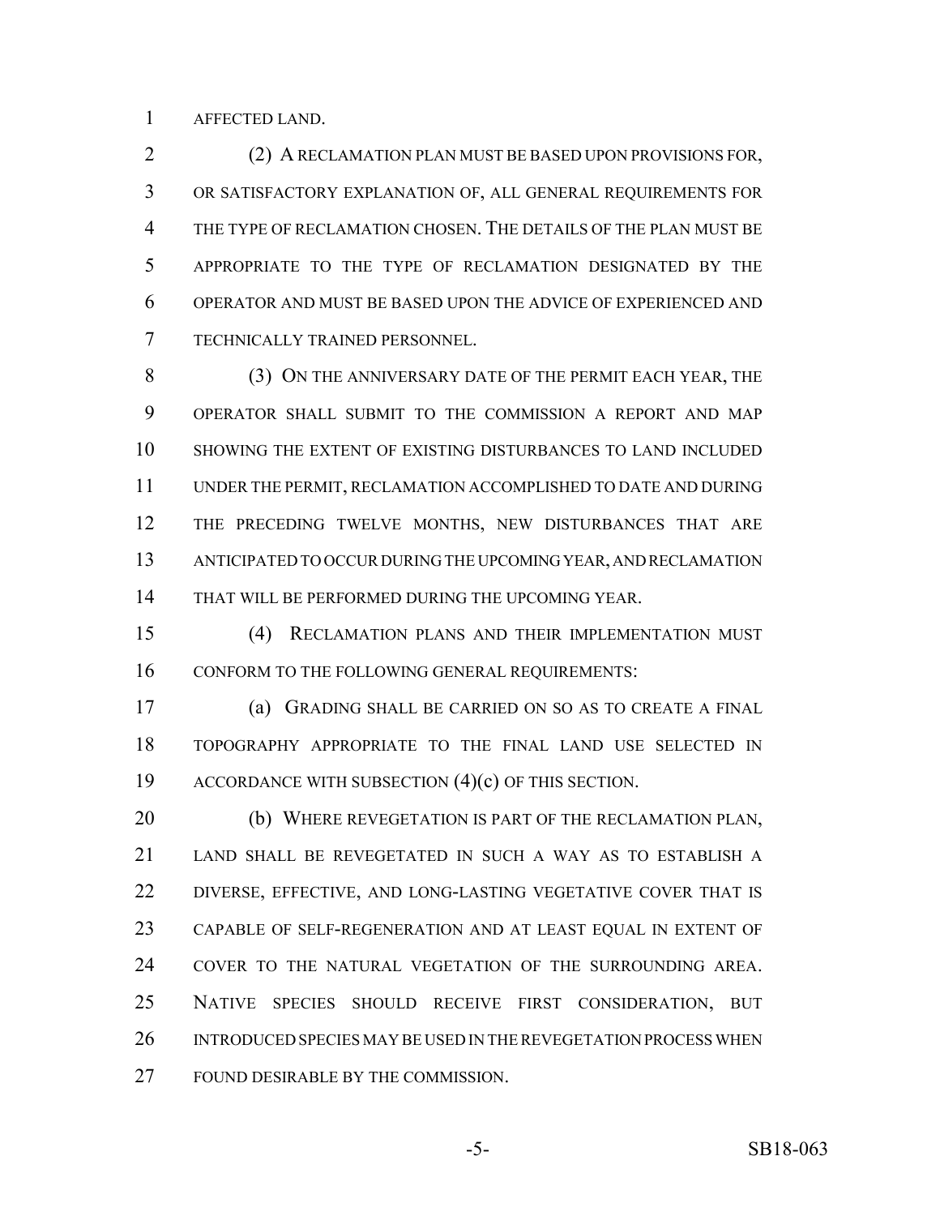AFFECTED LAND.

(2) A RECLAMATION PLAN MUST BE BASED UPON PROVISIONS FOR, OR SATISFACTORY EXPLANATION OF, ALL GENERAL REQUIREMENTS FOR THE TYPE OF RECLAMATION CHOSEN. THE DETAILS OF THE PLAN MUST BE APPROPRIATE TO THE TYPE OF RECLAMATION DESIGNATED BY THE OPERATOR AND MUST BE BASED UPON THE ADVICE OF EXPERIENCED AND TECHNICALLY TRAINED PERSONNEL.

(3) ON THE ANNIVERSARY DATE OF THE PERMIT EACH YEAR, THE OPERATOR SHALL SUBMIT TO THE COMMISSION A REPORT AND MAP SHOWING THE EXTENT OF EXISTING DISTURBANCES TO LAND INCLUDED UNDER THE PERMIT, RECLAMATION ACCOMPLISHED TO DATE AND DURING THE PRECEDING TWELVE MONTHS, NEW DISTURBANCES THAT ARE ANTICIPATED TO OCCUR DURING THE UPCOMING YEAR, AND RECLAMATION THAT WILL BE PERFORMED DURING THE UPCOMING YEAR.

(4) RECLAMATION PLANS AND THEIR IMPLEMENTATION MUST CONFORM TO THE FOLLOWING GENERAL REQUIREMENTS:

(a) GRADING SHALL BE CARRIED ON SO AS TO CREATE A FINAL TOPOGRAPHY APPROPRIATE TO THE FINAL LAND USE SELECTED IN ACCORDANCE WITH SUBSECTION (4)(c) OF THIS SECTION.

(b) WHERE REVEGETATION IS PART OF THE RECLAMATION PLAN, LAND SHALL BE REVEGETATED IN SUCH A WAY AS TO ESTABLISH A DIVERSE, EFFECTIVE, AND LONG-LASTING VEGETATIVE COVER THAT IS CAPABLE OF SELF-REGENERATION AND AT LEAST EQUAL IN EXTENT OF COVER TO THE NATURAL VEGETATION OF THE SURROUNDING AREA. NATIVE SPECIES SHOULD RECEIVE FIRST CONSIDERATION, BUT INTRODUCED SPECIES MAY BE USED IN THE REVEGETATION PROCESS WHEN FOUND DESIRABLE BY THE COMMISSION.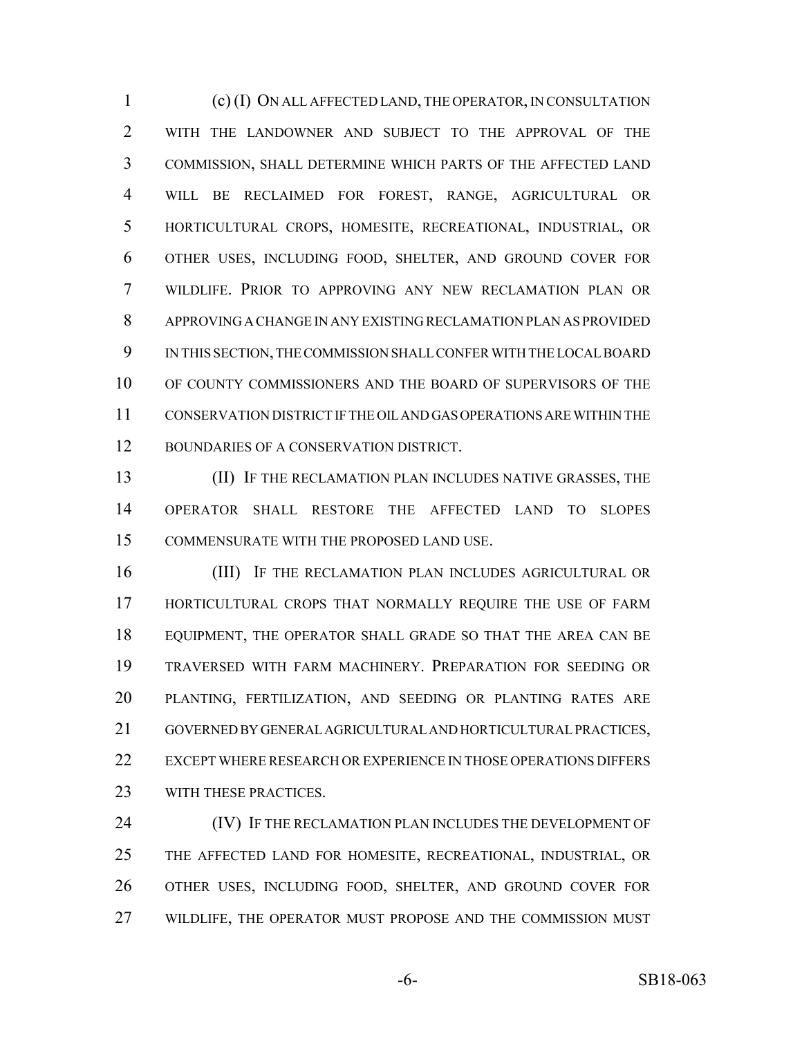(c) (I) ON ALL AFFECTED LAND, THE OPERATOR, IN CONSULTATION WITH THE LANDOWNER AND SUBJECT TO THE APPROVAL OF THE COMMISSION, SHALL DETERMINE WHICH PARTS OF THE AFFECTED LAND WILL BE RECLAIMED FOR FOREST, RANGE, AGRICULTURAL OR HORTICULTURAL CROPS, HOMESITE, RECREATIONAL, INDUSTRIAL, OR OTHER USES, INCLUDING FOOD, SHELTER, AND GROUND COVER FOR WILDLIFE. PRIOR TO APPROVING ANY NEW RECLAMATION PLAN OR APPROVING A CHANGE IN ANY EXISTING RECLAMATION PLAN AS PROVIDED IN THIS SECTION, THE COMMISSION SHALL CONFER WITH THE LOCAL BOARD OF COUNTY COMMISSIONERS AND THE BOARD OF SUPERVISORS OF THE CONSERVATION DISTRICT IF THE OIL AND GAS OPERATIONS ARE WITHIN THE BOUNDARIES OF A CONSERVATION DISTRICT.

(II) IF THE RECLAMATION PLAN INCLUDES NATIVE GRASSES, THE OPERATOR SHALL RESTORE THE AFFECTED LAND TO SLOPES COMMENSURATE WITH THE PROPOSED LAND USE.

(III) IF THE RECLAMATION PLAN INCLUDES AGRICULTURAL OR HORTICULTURAL CROPS THAT NORMALLY REQUIRE THE USE OF FARM EQUIPMENT, THE OPERATOR SHALL GRADE SO THAT THE AREA CAN BE TRAVERSED WITH FARM MACHINERY. PREPARATION FOR SEEDING OR PLANTING, FERTILIZATION, AND SEEDING OR PLANTING RATES ARE GOVERNED BY GENERAL AGRICULTURAL AND HORTICULTURAL PRACTICES, EXCEPT WHERE RESEARCH OR EXPERIENCE IN THOSE OPERATIONS DIFFERS WITH THESE PRACTICES.

(IV) IF THE RECLAMATION PLAN INCLUDES THE DEVELOPMENT OF THE AFFECTED LAND FOR HOMESITE, RECREATIONAL, INDUSTRIAL, OR OTHER USES, INCLUDING FOOD, SHELTER, AND GROUND COVER FOR WILDLIFE, THE OPERATOR MUST PROPOSE AND THE COMMISSION MUST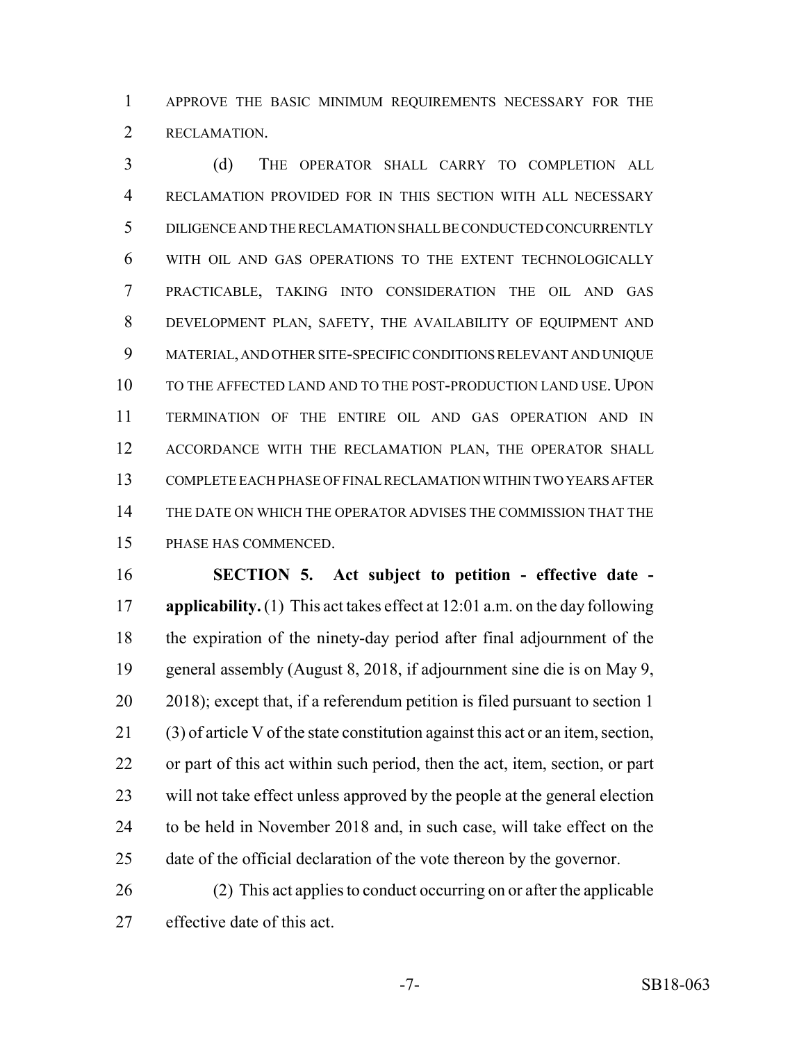APPROVE THE BASIC MINIMUM REQUIREMENTS NECESSARY FOR THE RECLAMATION.

(d) THE OPERATOR SHALL CARRY TO COMPLETION ALL RECLAMATION PROVIDED FOR IN THIS SECTION WITH ALL NECESSARY DILIGENCE AND THE RECLAMATION SHALL BE CONDUCTED CONCURRENTLY WITH OIL AND GAS OPERATIONS TO THE EXTENT TECHNOLOGICALLY PRACTICABLE, TAKING INTO CONSIDERATION THE OIL AND GAS DEVELOPMENT PLAN, SAFETY, THE AVAILABILITY OF EQUIPMENT AND MATERIAL, AND OTHER SITE-SPECIFIC CONDITIONS RELEVANT AND UNIQUE TO THE AFFECTED LAND AND TO THE POST-PRODUCTION LAND USE. UPON TERMINATION OF THE ENTIRE OIL AND GAS OPERATION AND IN ACCORDANCE WITH THE RECLAMATION PLAN, THE OPERATOR SHALL COMPLETE EACH PHASE OF FINAL RECLAMATION WITHIN TWO YEARS AFTER THE DATE ON WHICH THE OPERATOR ADVISES THE COMMISSION THAT THE PHASE HAS COMMENCED.

**SECTION 5. Act subject to petition - effective date - applicability.** (1) This act takes effect at 12:01 a.m. on the day following the expiration of the ninety-day period after final adjournment of the general assembly (August 8, 2018, if adjournment sine die is on May 9, 2018); except that, if a referendum petition is filed pursuant to section 1 (3) of article V of the state constitution against this act or an item, section, or part of this act within such period, then the act, item, section, or part will not take effect unless approved by the people at the general election to be held in November 2018 and, in such case, will take effect on the date of the official declaration of the vote thereon by the governor.

(2) This act applies to conduct occurring on or after the applicable effective date of this act.